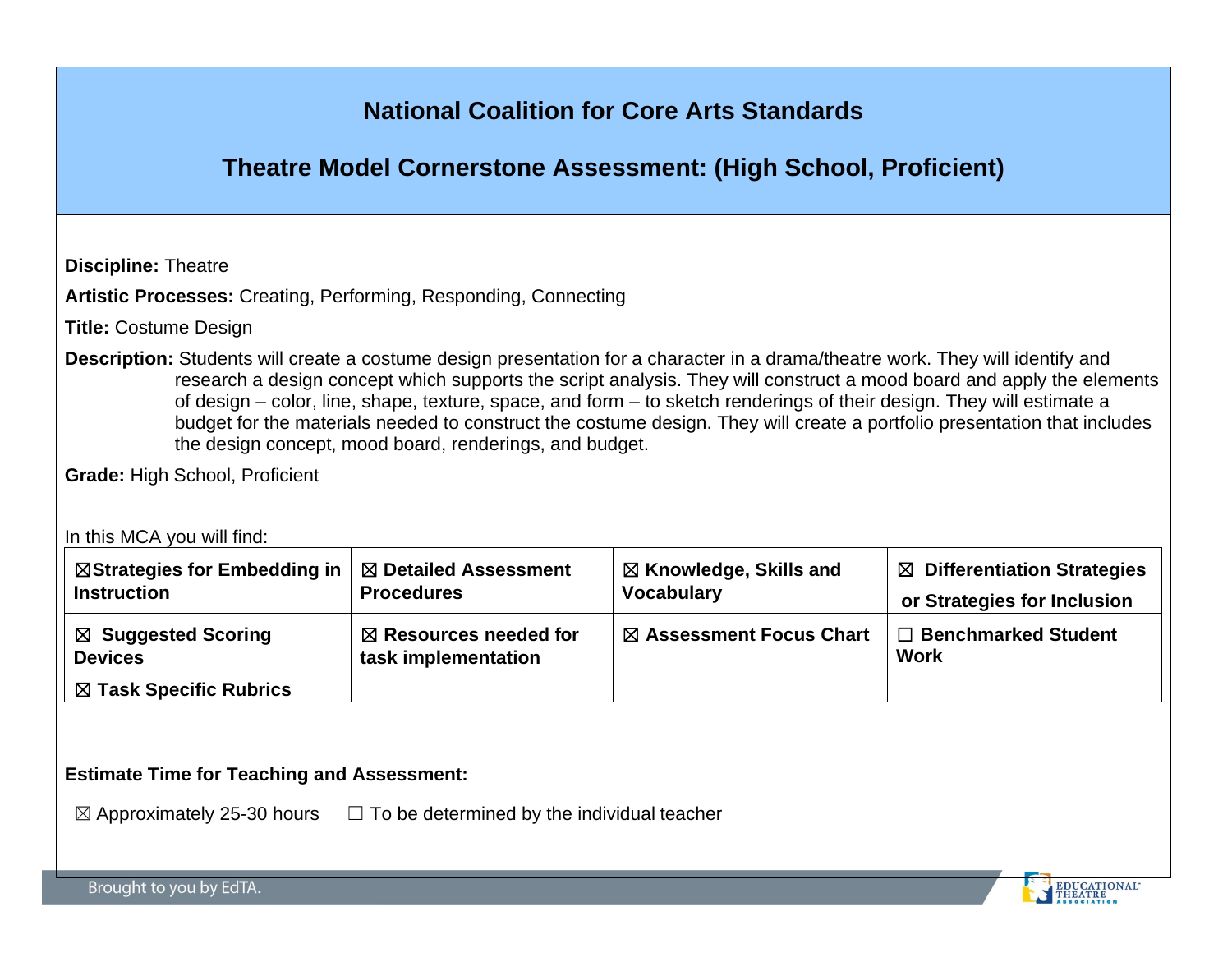# National Coalition for Core Arts Standards

## Theatre Model Cornerstone Assessment: (High School, Proficient)

**Discipline:** Theatre

**Artistic Processes:** Creating, Performing, Responding, Connecting

**Title:** Costume Design

**Description:** Students will create a costume design presentation for a character in a drama/theatre work. They will identify and research a design concept which supports the script analysis. They will construct a mood board and apply the elements of design – color, line, shape, texture, space, and form – to sketch renderings of their design. They will estimate a budget for the materials needed to construct the costume design. They will create a portfolio presentation that includes the design concept, mood board, renderings, and budget.

**Grade:** High School, Proficient

In this MCA you will find:

| ☒ **Strategies for Embedding in Instruction** | ☒ **Detailed Assessment Procedures** | ☒ **Knowledge, Skills and Vocabulary** | ☒ **Differentiation Strategies or Strategies for Inclusion** |
|---|---|---|---|
| ☒ **Suggested Scoring Devices**<br>☒ **Task Specific Rubrics** | ☒ **Resources needed for task implementation** | ☒ **Assessment Focus Chart** | ☐ **Benchmarked Student Work** |

**Estimate Time for Teaching and Assessment:**

☒ Approximately 25-30 hours ☐ To be determined by the individual teacher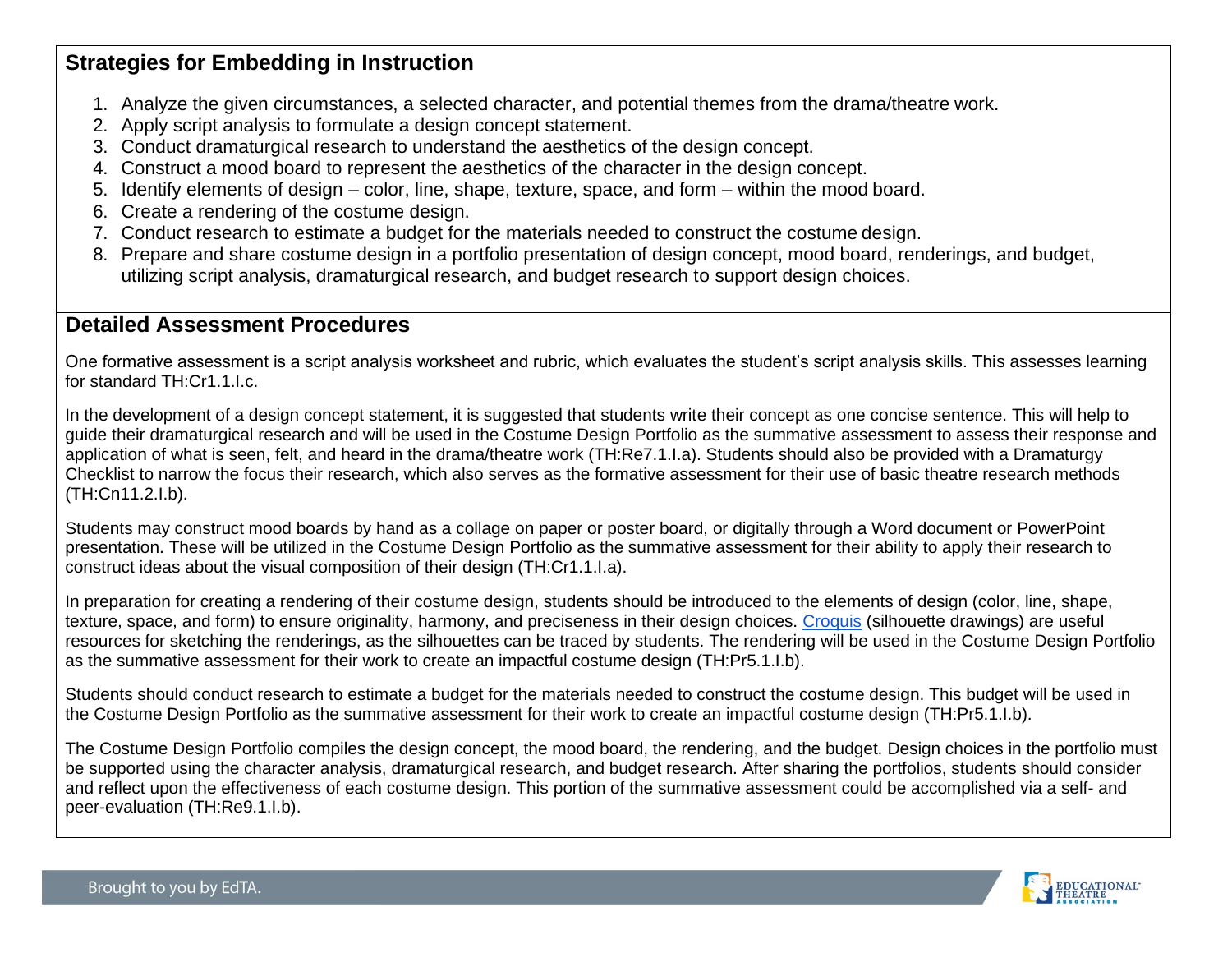## Strategies for Embedding in Instruction

1. Analyze the given circumstances, a selected character, and potential themes from the drama/theatre work.
2. Apply script analysis to formulate a design concept statement.
3. Conduct dramaturgical research to understand the aesthetics of the design concept.
4. Construct a mood board to represent the aesthetics of the character in the design concept.
5. Identify elements of design – color, line, shape, texture, space, and form – within the mood board.
6. Create a rendering of the costume design.
7. Conduct research to estimate a budget for the materials needed to construct the costume design.
8. Prepare and share costume design in a portfolio presentation of design concept, mood board, renderings, and budget, utilizing script analysis, dramaturgical research, and budget research to support design choices.

## Detailed Assessment Procedures

One formative assessment is a script analysis worksheet and rubric, which evaluates the student's script analysis skills. This assesses learning for standard TH:Cr1.1.I.c.

In the development of a design concept statement, it is suggested that students write their concept as one concise sentence. This will help to guide their dramaturgical research and will be used in the Costume Design Portfolio as the summative assessment to assess their response and application of what is seen, felt, and heard in the drama/theatre work (TH:Re7.1.I.a). Students should also be provided with a Dramaturgy Checklist to narrow the focus their research, which also serves as the formative assessment for their use of basic theatre research methods (TH:Cn11.2.I.b).

Students may construct mood boards by hand as a collage on paper or poster board, or digitally through a Word document or PowerPoint presentation. These will be utilized in the Costume Design Portfolio as the summative assessment for their ability to apply their research to construct ideas about the visual composition of their design (TH:Cr1.1.I.a).

In preparation for creating a rendering of their costume design, students should be introduced to the elements of design (color, line, shape, texture, space, and form) to ensure originality, harmony, and preciseness in their design choices. Croquis (silhouette drawings) are useful resources for sketching the renderings, as the silhouettes can be traced by students. The rendering will be used in the Costume Design Portfolio as the summative assessment for their work to create an impactful costume design (TH:Pr5.1.I.b).

Students should conduct research to estimate a budget for the materials needed to construct the costume design. This budget will be used in the Costume Design Portfolio as the summative assessment for their work to create an impactful costume design (TH:Pr5.1.I.b).

The Costume Design Portfolio compiles the design concept, the mood board, the rendering, and the budget. Design choices in the portfolio must be supported using the character analysis, dramaturgical research, and budget research. After sharing the portfolios, students should consider and reflect upon the effectiveness of each costume design. This portion of the summative assessment could be accomplished via a self- and peer-evaluation (TH:Re9.1.I.b).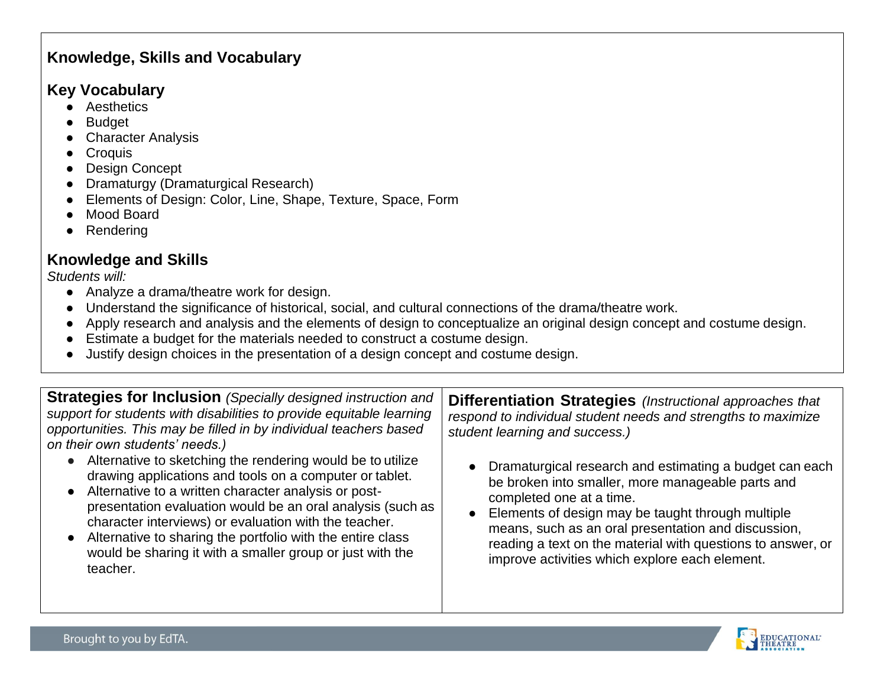## Knowledge, Skills and Vocabulary

### Key Vocabulary

- Aesthetics
- Budget
- Character Analysis
- Croquis
- Design Concept
- Dramaturgy (Dramaturgical Research)
- Elements of Design: Color, Line, Shape, Texture, Space, Form
- Mood Board
- Rendering

### Knowledge and Skills

*Students will:*

- Analyze a drama/theatre work for design.
- Understand the significance of historical, social, and cultural connections of the drama/theatre work.
- Apply research and analysis and the elements of design to conceptualize an original design concept and costume design.
- Estimate a budget for the materials needed to construct a costume design.
- Justify design choices in the presentation of a design concept and costume design.

**Strategies for Inclusion** *(Specially designed instruction and support for students with disabilities to provide equitable learning opportunities. This may be filled in by individual teachers based on their own students' needs.)*

- Alternative to sketching the rendering would be to utilize drawing applications and tools on a computer or tablet.
- Alternative to a written character analysis or post-presentation evaluation would be an oral analysis (such as character interviews) or evaluation with the teacher.
- Alternative to sharing the portfolio with the entire class would be sharing it with a smaller group or just with the teacher.

**Differentiation Strategies** *(Instructional approaches that respond to individual student needs and strengths to maximize student learning and success.)*

- Dramaturgical research and estimating a budget can each be broken into smaller, more manageable parts and completed one at a time.
- Elements of design may be taught through multiple means, such as an oral presentation and discussion, reading a text on the material with questions to answer, or improve activities which explore each element.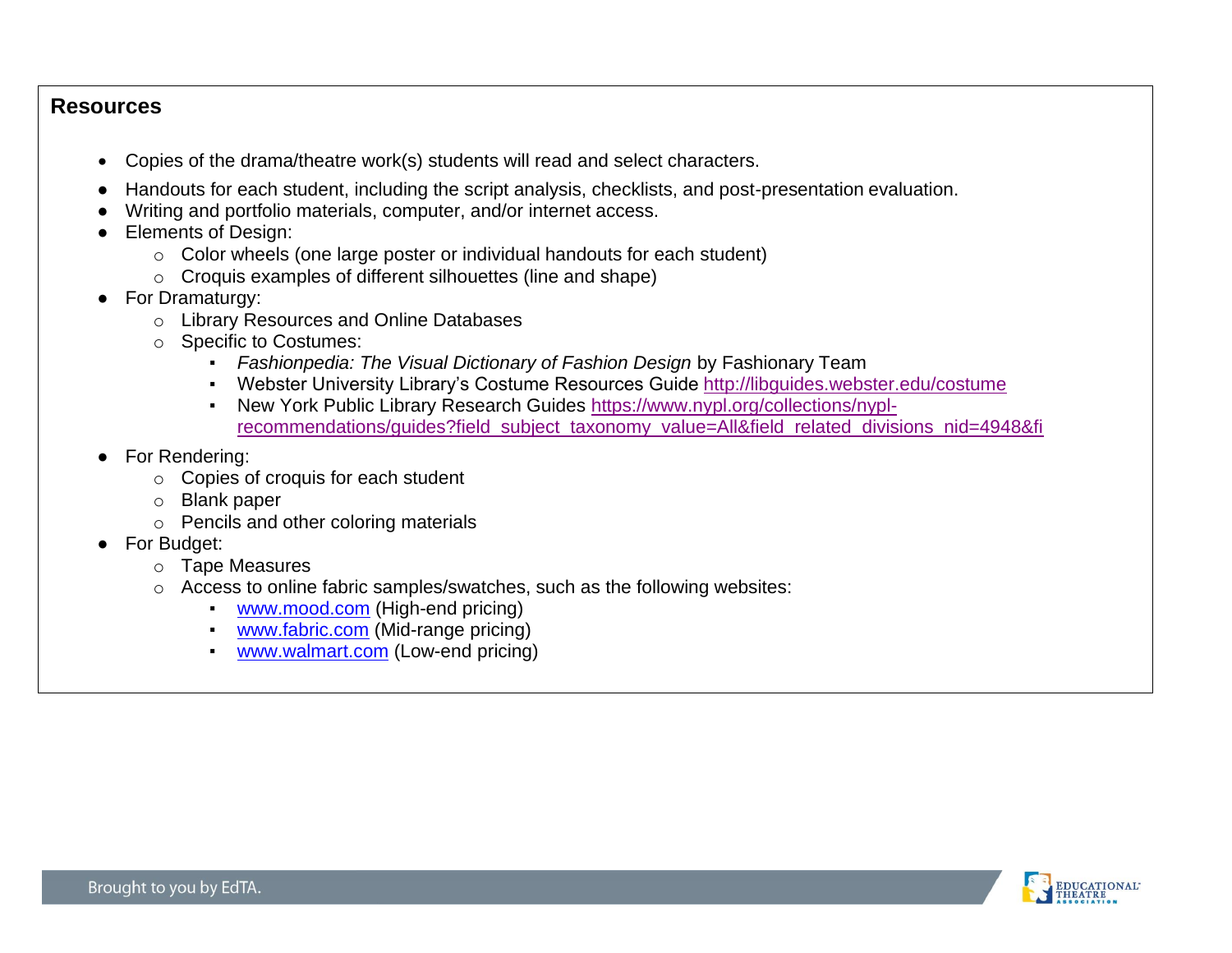## Resources

- Copies of the drama/theatre work(s) students will read and select characters.
- Handouts for each student, including the script analysis, checklists, and post-presentation evaluation.
- Writing and portfolio materials, computer, and/or internet access.
- Elements of Design:
  - Color wheels (one large poster or individual handouts for each student)
  - Croquis examples of different silhouettes (line and shape)
- For Dramaturgy:
  - Library Resources and Online Databases
  - Specific to Costumes:
    - *Fashionpedia: The Visual Dictionary of Fashion Design* by Fashionary Team
    - Webster University Library's Costume Resources Guide http://libguides.webster.edu/costume
    - New York Public Library Research Guides https://www.nypl.org/collections/nypl-recommendations/guides?field_subject_taxonomy_value=All&field_related_divisions_nid=4948&fi
- For Rendering:
  - Copies of croquis for each student
  - Blank paper
  - Pencils and other coloring materials
- For Budget:
  - Tape Measures
  - Access to online fabric samples/swatches, such as the following websites:
    - www.mood.com (High-end pricing)
    - www.fabric.com (Mid-range pricing)
    - www.walmart.com (Low-end pricing)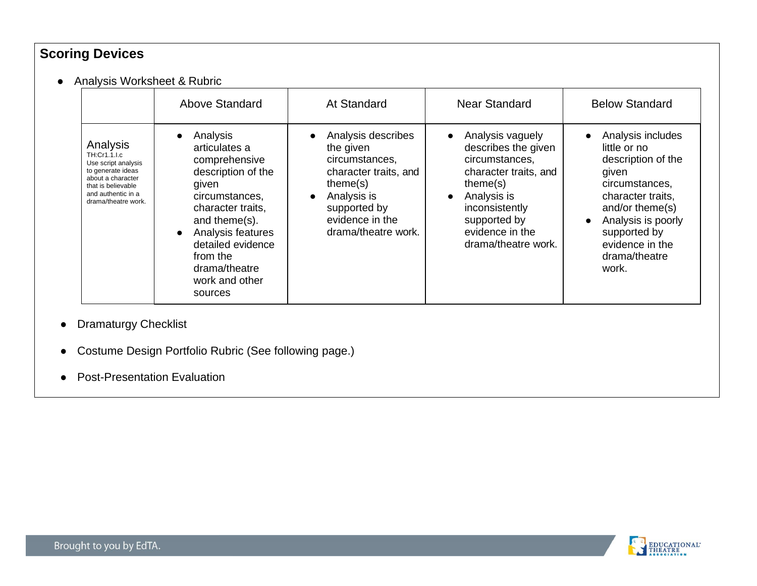## Scoring Devices

- Analysis Worksheet & Rubric

| | Above Standard | At Standard | Near Standard | Below Standard |
|---|---|---|---|---|
| Analysis<br>TH:Cr1.1.I.c<br>Use script analysis to generate ideas about a character that is believable and authentic in a drama/theatre work. | • Analysis articulates a comprehensive description of the given circumstances, character traits, and theme(s).<br>• Analysis features detailed evidence from the drama/theatre work and other sources | • Analysis describes the given circumstances, character traits, and theme(s)<br>• Analysis is supported by evidence in the drama/theatre work. | • Analysis vaguely describes the given circumstances, character traits, and theme(s)<br>• Analysis is inconsistently supported by evidence in the drama/theatre work. | • Analysis includes little or no description of the given circumstances, character traits, and/or theme(s)<br>• Analysis is poorly supported by evidence in the drama/theatre work. |

- Dramaturgy Checklist
- Costume Design Portfolio Rubric (See following page.)
- Post-Presentation Evaluation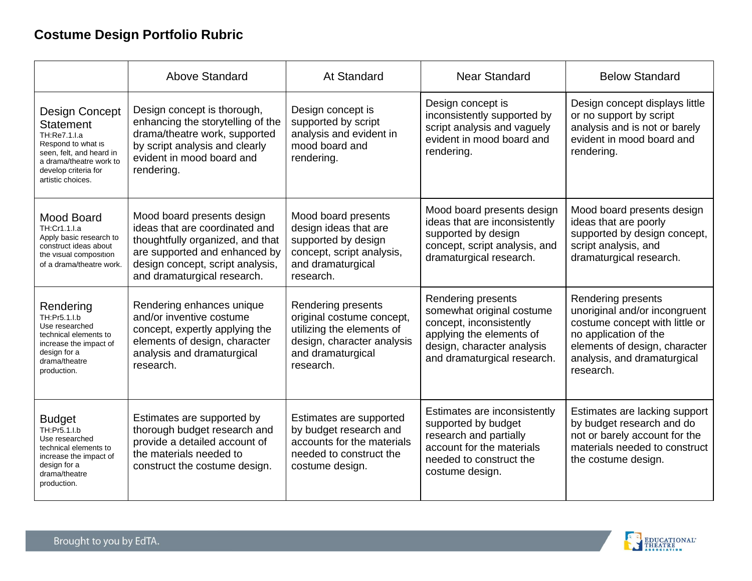# Costume Design Portfolio Rubric

| | Above Standard | At Standard | Near Standard | Below Standard |
|---|---|---|---|---|
| **Design Concept Statement** TH:Re7.1.I.a Respond to what is seen, felt, and heard in a drama/theatre work to develop criteria for artistic choices. | Design concept is thorough, enhancing the storytelling of the drama/theatre work, supported by script analysis and clearly evident in mood board and rendering. | Design concept is supported by script analysis and evident in mood board and rendering. | Design concept is inconsistently supported by script analysis and vaguely evident in mood board and rendering. | Design concept displays little or no support by script analysis and is not or barely evident in mood board and rendering. |
| **Mood Board** TH:Cr1.1.I.a Apply basic research to construct ideas about the visual composition of a drama/theatre work. | Mood board presents design ideas that are coordinated and thoughtfully organized, and that are supported and enhanced by design concept, script analysis, and dramaturgical research. | Mood board presents design ideas that are supported by design concept, script analysis, and dramaturgical research. | Mood board presents design ideas that are inconsistently supported by design concept, script analysis, and dramaturgical research. | Mood board presents design ideas that are poorly supported by design concept, script analysis, and dramaturgical research. |
| **Rendering** TH:Pr5.1.I.b Use researched technical elements to increase the impact of design for a drama/theatre production. | Rendering enhances unique and/or inventive costume concept, expertly applying the elements of design, character analysis and dramaturgical research. | Rendering presents original costume concept, utilizing the elements of design, character analysis and dramaturgical research. | Rendering presents somewhat original costume concept, inconsistently applying the elements of design, character analysis and dramaturgical research. | Rendering presents unoriginal and/or incongruent costume concept with little or no application of the elements of design, character analysis, and dramaturgical research. |
| **Budget** TH:Pr5.1.I.b Use researched technical elements to increase the impact of design for a drama/theatre production. | Estimates are supported by thorough budget research and provide a detailed account of the materials needed to construct the costume design. | Estimates are supported by budget research and accounts for the materials needed to construct the costume design. | Estimates are inconsistently supported by budget research and partially account for the materials needed to construct the costume design. | Estimates are lacking support by budget research and do not or barely account for the materials needed to construct the costume design. |

Brought to you by EdTA.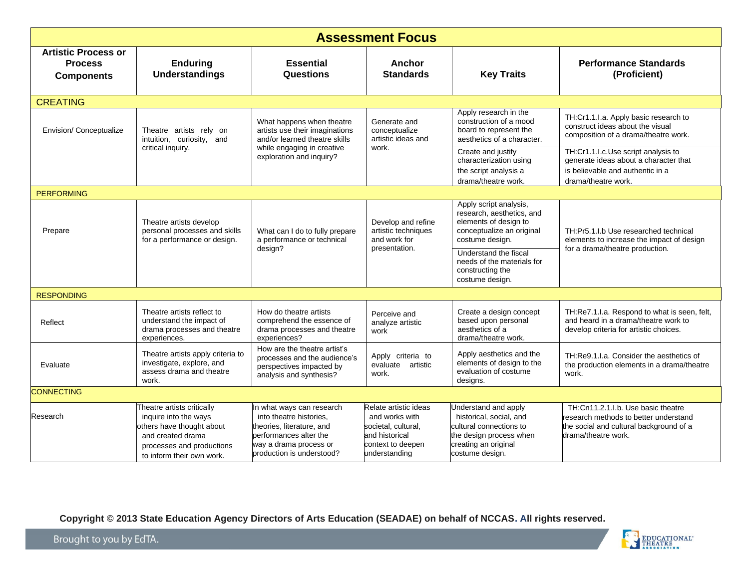## Assessment Focus

| Artistic Process or Process Components | Enduring Understandings | Essential Questions | Anchor Standards | Key Traits | Performance Standards (Proficient) |
|---|---|---|---|---|---|
| **CREATING** | | | | | |
| Envision/ Conceptualize | Theatre artists rely on intuition, curiosity, and critical inquiry. | What happens when theatre artists use their imaginations and/or learned theatre skills while engaging in creative exploration and inquiry? | Generate and conceptualize artistic ideas and work. | Apply research in the construction of a mood board to represent the visual aesthetics of a character. | TH:Cr1.1.I.a. Apply basic research to construct ideas about the visual composition of a drama/theatre work. |
| | | | | Create and justify characterization using the script analysis a drama/theatre work. | TH:Cr1.1.I.c.Use script analysis to generate ideas about a character that is believable and authentic in a drama/theatre work. |
| **PERFORMING** | | | | | |
| Prepare | Theatre artists develop personal processes and skills for a performance or design. | What can I do to fully prepare a performance or technical design? | Develop and refine artistic techniques and work for presentation. | Apply script analysis, research, aesthetics, and elements of design to conceptualize an original costume design. | TH:Pr5.1.I.b Use researched technical elements to increase the impact of design for a drama/theatre production. |
| | | | | Understand the fiscal needs of the materials for constructing the costume design. | |
| **RESPONDING** | | | | | |
| Reflect | Theatre artists reflect to understand the impact of drama processes and theatre experiences. | How do theatre artists comprehend the essence of drama processes and theatre experiences? | Perceive and analyze artistic work | Create a design concept based upon personal aesthetics of a drama/theatre work. | TH:Re7.1.I.a. Respond to what is seen, felt, and heard in a drama/theatre work to develop criteria for artistic choices. |
| Evaluate | Theatre artists apply criteria to investigate, explore, and assess drama and theatre work. | How are the theatre artist's processes and the audience's perspectives impacted by analysis and synthesis? | Apply criteria to evaluate artistic work. | Apply aesthetics and the elements of design to the evaluation of costume designs. | TH:Re9.1.I.a. Consider the aesthetics of the production elements in a drama/theatre work. |
| **CONNECTING** | | | | | |
| Research | Theatre artists critically inquire into the ways others have thought about and created drama processes and productions to inform their own work. | In what ways can research into theatre histories, theories, literature, and performances alter the way a drama process or production is understood? | Relate artistic ideas and works with societal, cultural, and historical context to deepen understanding | Understand and apply historical, social, and cultural connections to the design process when creating an original costume design. | TH:Cn11.2.1.I.b. Use basic theatre research methods to better understand the social and cultural background of a drama/theatre work. |

**Copyright © 2013 State Education Agency Directors of Arts Education (SEADAE) on behalf of NCCAS. All rights reserved.**

Brought to you by EdTA.